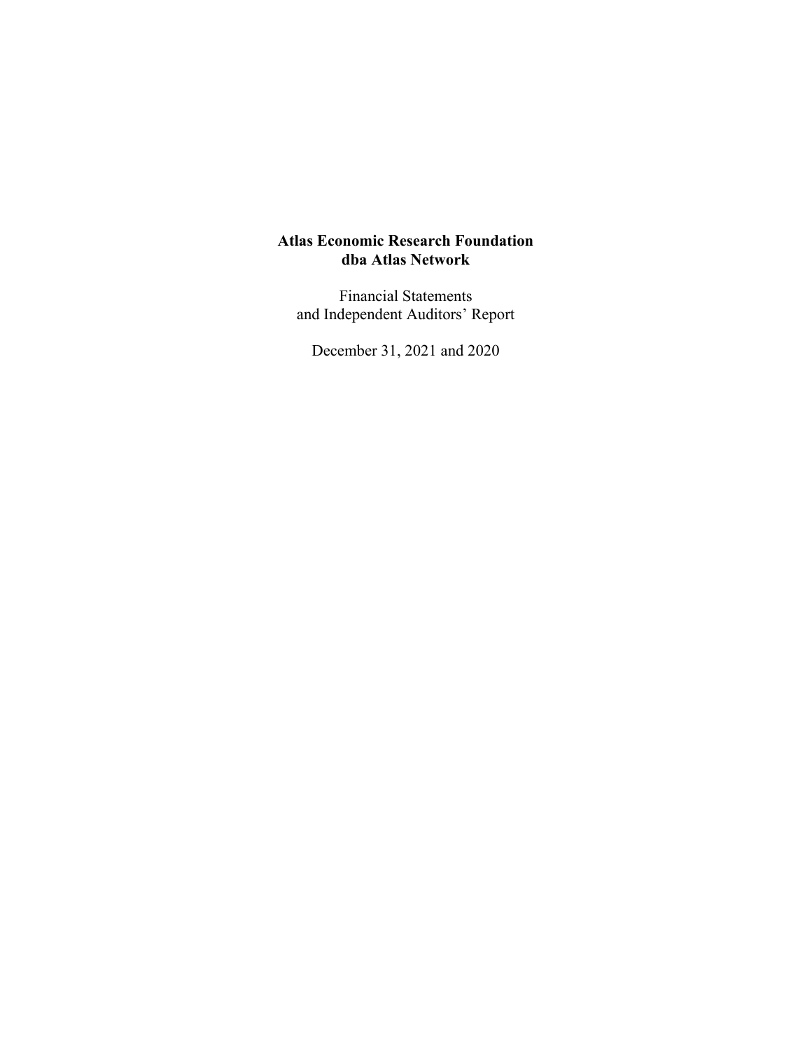**Atlas Economic Research Foundation**
**dba Atlas Network**

Financial Statements
and Independent Auditors' Report

December 31, 2021 and 2020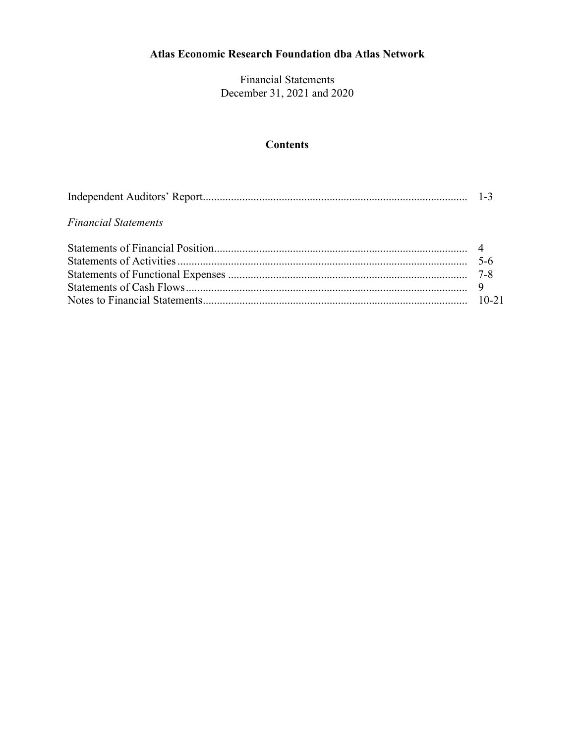# Atlas Economic Research Foundation dba Atlas Network

Financial Statements
December 31, 2021 and 2020

## Contents

| | |
|---|---|
| Independent Auditors' Report | 1-3 |
| *Financial Statements* | |
| Statements of Financial Position | 4 |
| Statements of Activities | 5-6 |
| Statements of Functional Expenses | 7-8 |
| Statements of Cash Flows | 9 |
| Notes to Financial Statements | 10-21 |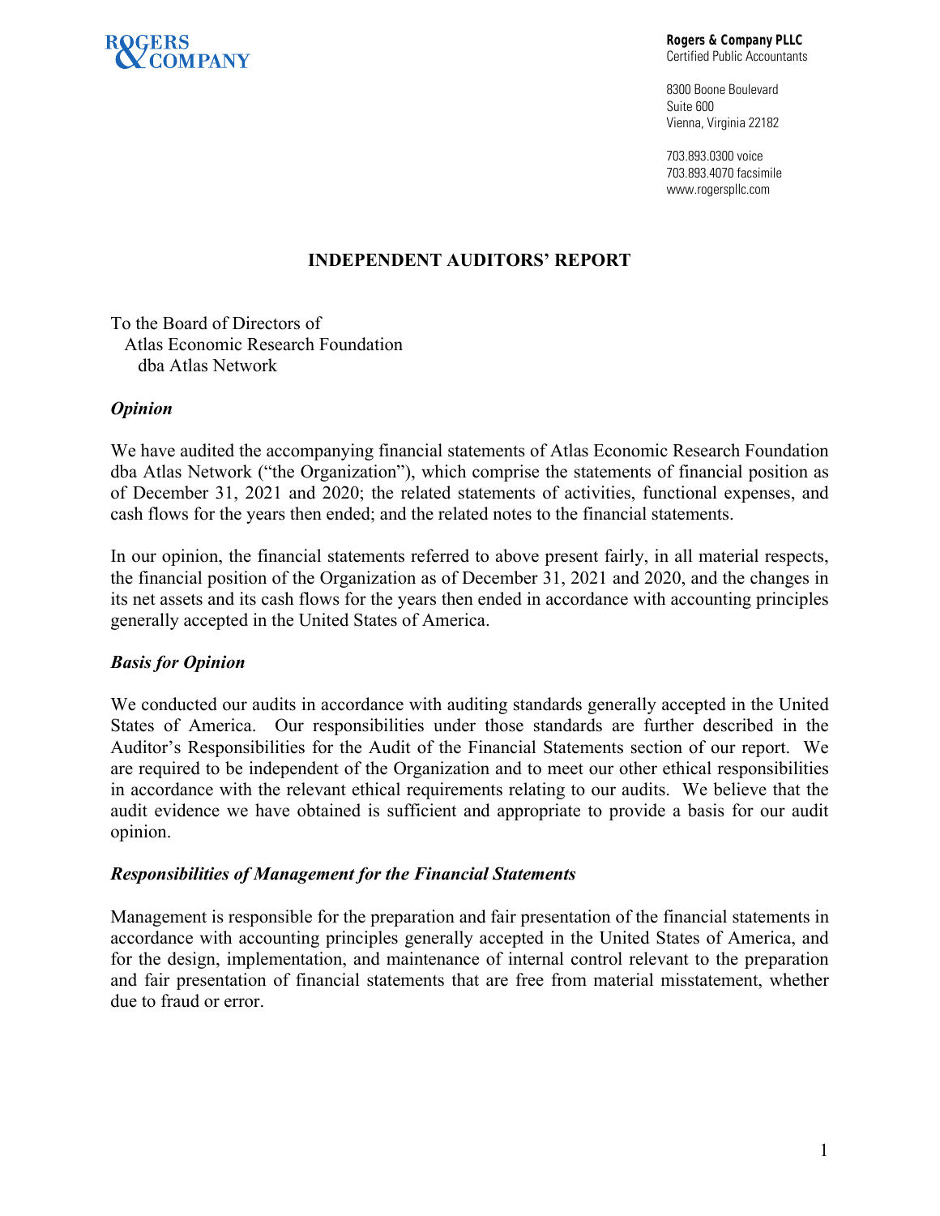**Rogers & Company PLLC**
Certified Public Accountants

8300 Boone Boulevard
Suite 600
Vienna, Virginia 22182

703.893.0300 voice
703.893.4070 facsimile
www.rogerspllc.com

## INDEPENDENT AUDITORS' REPORT

To the Board of Directors of
Atlas Economic Research Foundation
dba Atlas Network

### *Opinion*

We have audited the accompanying financial statements of Atlas Economic Research Foundation dba Atlas Network ("the Organization"), which comprise the statements of financial position as of December 31, 2021 and 2020; the related statements of activities, functional expenses, and cash flows for the years then ended; and the related notes to the financial statements.

In our opinion, the financial statements referred to above present fairly, in all material respects, the financial position of the Organization as of December 31, 2021 and 2020, and the changes in its net assets and its cash flows for the years then ended in accordance with accounting principles generally accepted in the United States of America.

### *Basis for Opinion*

We conducted our audits in accordance with auditing standards generally accepted in the United States of America. Our responsibilities under those standards are further described in the Auditor's Responsibilities for the Audit of the Financial Statements section of our report. We are required to be independent of the Organization and to meet our other ethical responsibilities in accordance with the relevant ethical requirements relating to our audits. We believe that the audit evidence we have obtained is sufficient and appropriate to provide a basis for our audit opinion.

### *Responsibilities of Management for the Financial Statements*

Management is responsible for the preparation and fair presentation of the financial statements in accordance with accounting principles generally accepted in the United States of America, and for the design, implementation, and maintenance of internal control relevant to the preparation and fair presentation of financial statements that are free from material misstatement, whether due to fraud or error.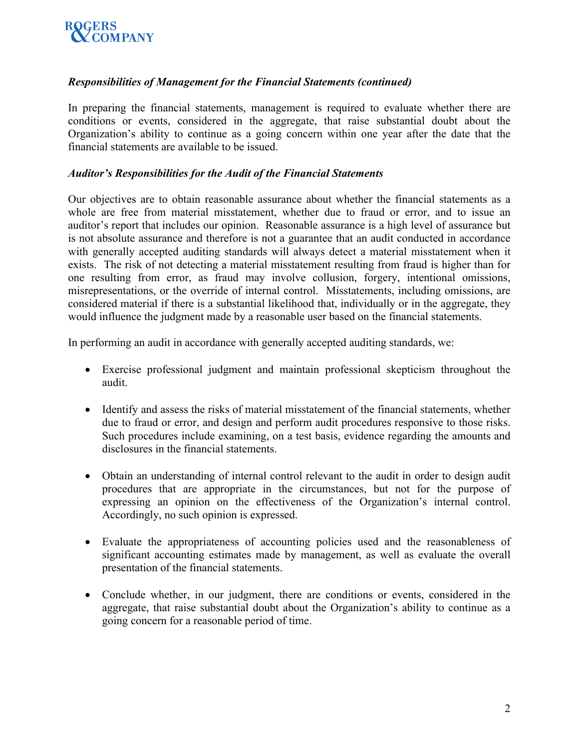***Responsibilities of Management for the Financial Statements (continued)***

In preparing the financial statements, management is required to evaluate whether there are conditions or events, considered in the aggregate, that raise substantial doubt about the Organization's ability to continue as a going concern within one year after the date that the financial statements are available to be issued.

***Auditor's Responsibilities for the Audit of the Financial Statements***

Our objectives are to obtain reasonable assurance about whether the financial statements as a whole are free from material misstatement, whether due to fraud or error, and to issue an auditor's report that includes our opinion. Reasonable assurance is a high level of assurance but is not absolute assurance and therefore is not a guarantee that an audit conducted in accordance with generally accepted auditing standards will always detect a material misstatement when it exists. The risk of not detecting a material misstatement resulting from fraud is higher than for one resulting from error, as fraud may involve collusion, forgery, intentional omissions, misrepresentations, or the override of internal control. Misstatements, including omissions, are considered material if there is a substantial likelihood that, individually or in the aggregate, they would influence the judgment made by a reasonable user based on the financial statements.

In performing an audit in accordance with generally accepted auditing standards, we:

- Exercise professional judgment and maintain professional skepticism throughout the audit.

- Identify and assess the risks of material misstatement of the financial statements, whether due to fraud or error, and design and perform audit procedures responsive to those risks. Such procedures include examining, on a test basis, evidence regarding the amounts and disclosures in the financial statements.

- Obtain an understanding of internal control relevant to the audit in order to design audit procedures that are appropriate in the circumstances, but not for the purpose of expressing an opinion on the effectiveness of the Organization's internal control. Accordingly, no such opinion is expressed.

- Evaluate the appropriateness of accounting policies used and the reasonableness of significant accounting estimates made by management, as well as evaluate the overall presentation of the financial statements.

- Conclude whether, in our judgment, there are conditions or events, considered in the aggregate, that raise substantial doubt about the Organization's ability to continue as a going concern for a reasonable period of time.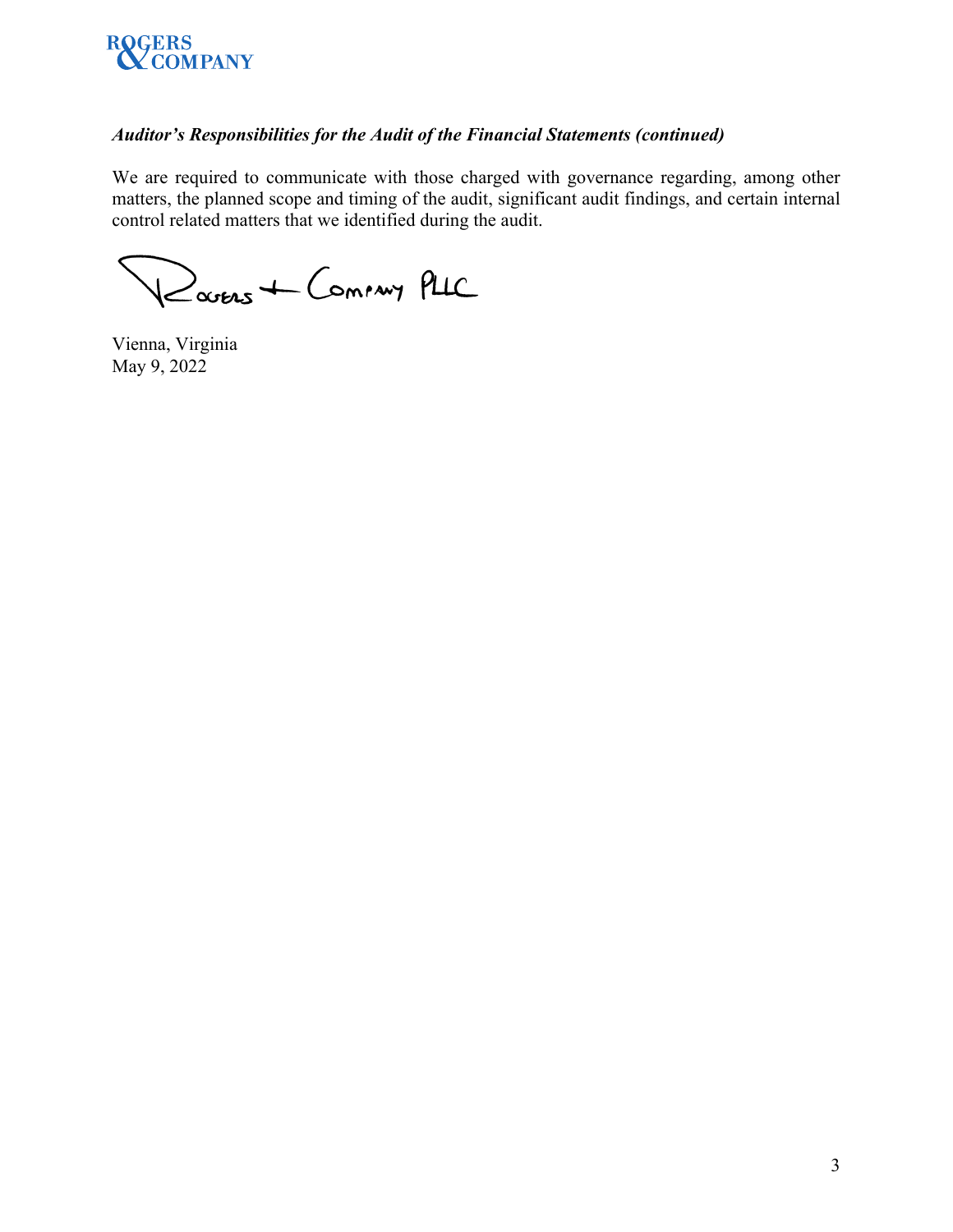***Auditor's Responsibilities for the Audit of the Financial Statements (continued)***

We are required to communicate with those charged with governance regarding, among other matters, the planned scope and timing of the audit, significant audit findings, and certain internal control related matters that we identified during the audit.

Rogers + Company PLLC

Vienna, Virginia
May 9, 2022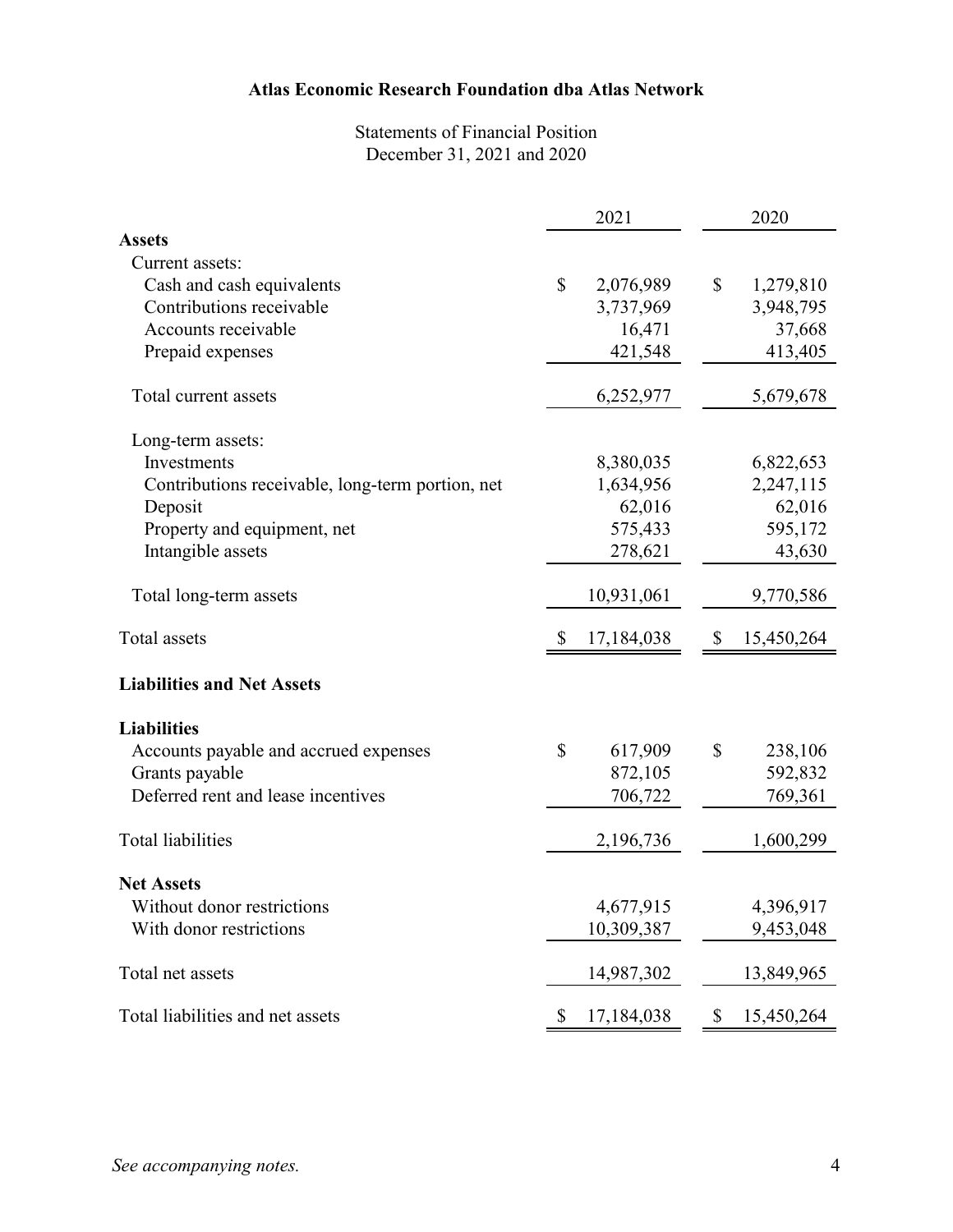**Atlas Economic Research Foundation dba Atlas Network**

Statements of Financial Position
December 31, 2021 and 2020

| | 2021 | 2020 |
|---|---|---|
| **Assets** | | |
| Current assets: | | |
| Cash and cash equivalents | $ 2,076,989 | $ 1,279,810 |
| Contributions receivable | 3,737,969 | 3,948,795 |
| Accounts receivable | 16,471 | 37,668 |
| Prepaid expenses | 421,548 | 413,405 |
| Total current assets | 6,252,977 | 5,679,678 |
| Long-term assets: | | |
| Investments | 8,380,035 | 6,822,653 |
| Contributions receivable, long-term portion, net | 1,634,956 | 2,247,115 |
| Deposit | 62,016 | 62,016 |
| Property and equipment, net | 575,433 | 595,172 |
| Intangible assets | 278,621 | 43,630 |
| Total long-term assets | 10,931,061 | 9,770,586 |
| Total assets | $ 17,184,038 | $ 15,450,264 |
| **Liabilities and Net Assets** | | |
| **Liabilities** | | |
| Accounts payable and accrued expenses | $ 617,909 | $ 238,106 |
| Grants payable | 872,105 | 592,832 |
| Deferred rent and lease incentives | 706,722 | 769,361 |
| Total liabilities | 2,196,736 | 1,600,299 |
| **Net Assets** | | |
| Without donor restrictions | 4,677,915 | 4,396,917 |
| With donor restrictions | 10,309,387 | 9,453,048 |
| Total net assets | 14,987,302 | 13,849,965 |
| Total liabilities and net assets | $ 17,184,038 | $ 15,450,264 |

*See accompanying notes.*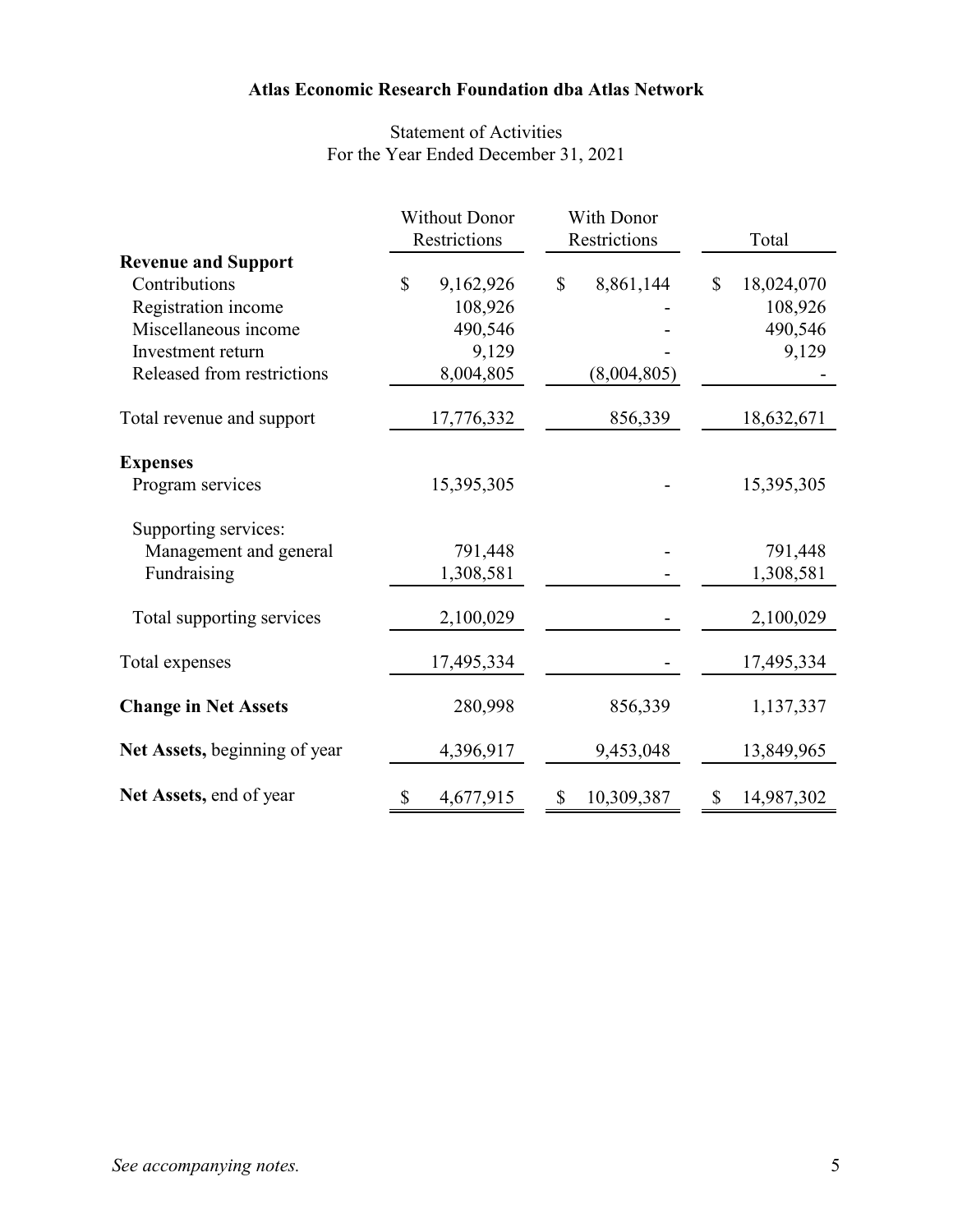**Atlas Economic Research Foundation dba Atlas Network**

Statement of Activities
For the Year Ended December 31, 2021

| | Without Donor Restrictions | With Donor Restrictions | Total |
|---|---|---|---|
| **Revenue and Support** | | | |
| Contributions | $ 9,162,926 | $ 8,861,144 | $ 18,024,070 |
| Registration income | 108,926 | - | 108,926 |
| Miscellaneous income | 490,546 | - | 490,546 |
| Investment return | 9,129 | - | 9,129 |
| Released from restrictions | 8,004,805 | (8,004,805) | - |
| Total revenue and support | 17,776,332 | 856,339 | 18,632,671 |
| **Expenses** | | | |
| Program services | 15,395,305 | - | 15,395,305 |
| Supporting services: | | | |
| Management and general | 791,448 | - | 791,448 |
| Fundraising | 1,308,581 | - | 1,308,581 |
| Total supporting services | 2,100,029 | - | 2,100,029 |
| Total expenses | 17,495,334 | - | 17,495,334 |
| **Change in Net Assets** | 280,998 | 856,339 | 1,137,337 |
| **Net Assets,** beginning of year | 4,396,917 | 9,453,048 | 13,849,965 |
| **Net Assets,** end of year | $ 4,677,915 | $ 10,309,387 | $ 14,987,302 |

*See accompanying notes.*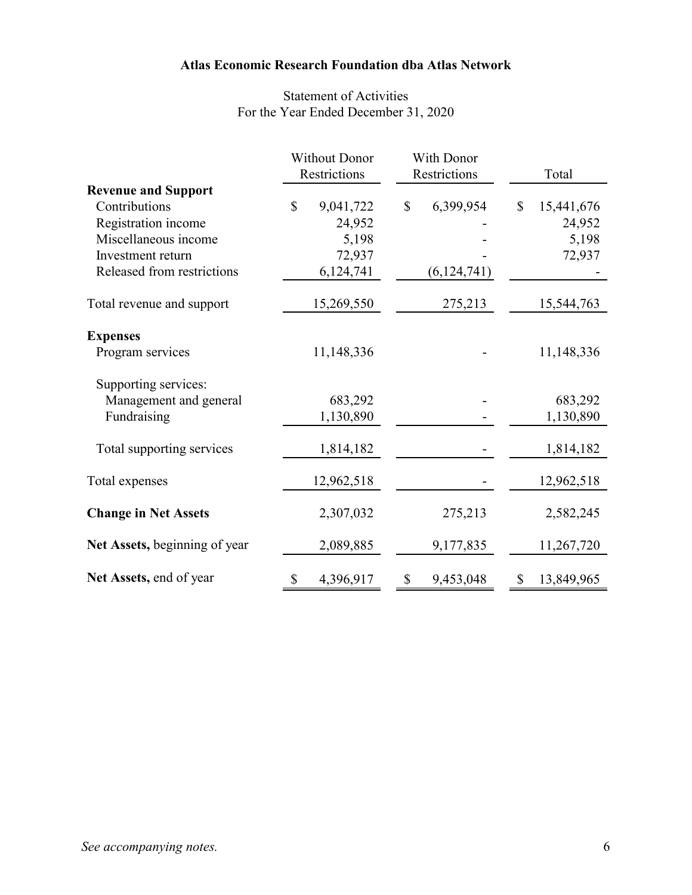# Atlas Economic Research Foundation dba Atlas Network

Statement of Activities
For the Year Ended December 31, 2020

| | Without Donor Restrictions | With Donor Restrictions | Total |
|---|---|---|---|
| **Revenue and Support** | | | |
| Contributions | $ 9,041,722 | $ 6,399,954 | $ 15,441,676 |
| Registration income | 24,952 | - | 24,952 |
| Miscellaneous income | 5,198 | - | 5,198 |
| Investment return | 72,937 | - | 72,937 |
| Released from restrictions | 6,124,741 | (6,124,741) | - |
| Total revenue and support | 15,269,550 | 275,213 | 15,544,763 |
| **Expenses** | | | |
| Program services | 11,148,336 | - | 11,148,336 |
| Supporting services: | | | |
| Management and general | 683,292 | - | 683,292 |
| Fundraising | 1,130,890 | - | 1,130,890 |
| Total supporting services | 1,814,182 | - | 1,814,182 |
| Total expenses | 12,962,518 | - | 12,962,518 |
| **Change in Net Assets** | 2,307,032 | 275,213 | 2,582,245 |
| **Net Assets,** beginning of year | 2,089,885 | 9,177,835 | 11,267,720 |
| **Net Assets,** end of year | $ 4,396,917 | $ 9,453,048 | $ 13,849,965 |

*See accompanying notes.*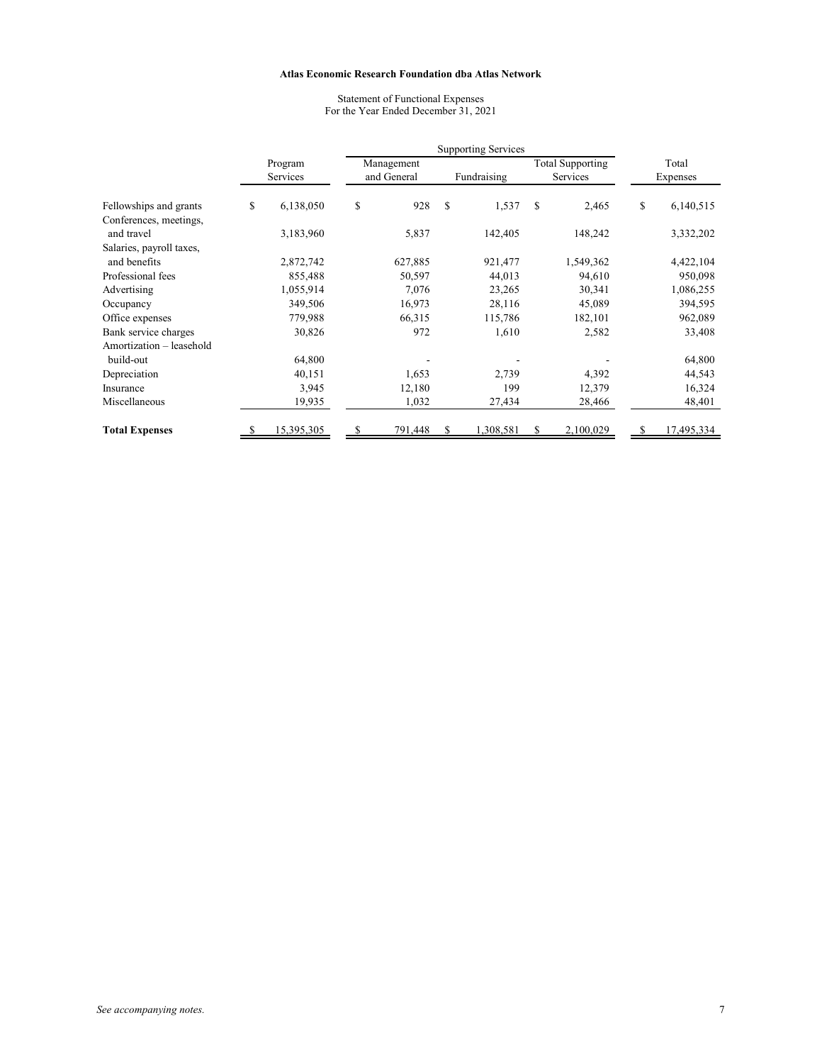**Atlas Economic Research Foundation dba Atlas Network**

Statement of Functional Expenses
For the Year Ended December 31, 2021

| | | Supporting Services | | | |
|---|---|---|---|---|---|
| | Program Services | Management and General | Fundraising | Total Supporting Services | Total Expenses |
| Fellowships and grants | $ 6,138,050 | $ 928 | $ 1,537 | $ 2,465 | $ 6,140,515 |
| Conferences, meetings, and travel | 3,183,960 | 5,837 | 142,405 | 148,242 | 3,332,202 |
| Salaries, payroll taxes, and benefits | 2,872,742 | 627,885 | 921,477 | 1,549,362 | 4,422,104 |
| Professional fees | 855,488 | 50,597 | 44,013 | 94,610 | 950,098 |
| Advertising | 1,055,914 | 7,076 | 23,265 | 30,341 | 1,086,255 |
| Occupancy | 349,506 | 16,973 | 28,116 | 45,089 | 394,595 |
| Office expenses | 779,988 | 66,315 | 115,786 | 182,101 | 962,089 |
| Bank service charges | 30,826 | 972 | 1,610 | 2,582 | 33,408 |
| Amortization – leasehold build-out | 64,800 | - | - | - | 64,800 |
| Depreciation | 40,151 | 1,653 | 2,739 | 4,392 | 44,543 |
| Insurance | 3,945 | 12,180 | 199 | 12,379 | 16,324 |
| Miscellaneous | 19,935 | 1,032 | 27,434 | 28,466 | 48,401 |
| **Total Expenses** | $ 15,395,305 | $ 791,448 | $ 1,308,581 | $ 2,100,029 | $ 17,495,334 |

*See accompanying notes.*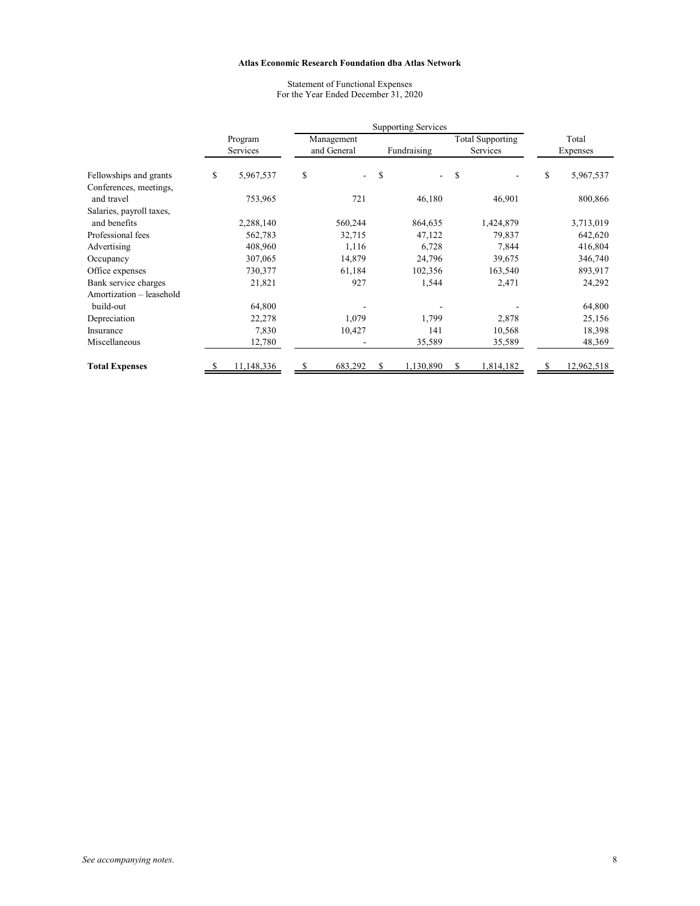**Atlas Economic Research Foundation dba Atlas Network**

Statement of Functional Expenses
For the Year Ended December 31, 2020

| | | Supporting Services | | | |
|---|---|---|---|---|---|
| | Program Services | Management and General | Fundraising | Total Supporting Services | Total Expenses |
| Fellowships and grants | $ 5,967,537 | $ - | $ - | $ - | $ 5,967,537 |
| Conferences, meetings, and travel | 753,965 | 721 | 46,180 | 46,901 | 800,866 |
| Salaries, payroll taxes, and benefits | 2,288,140 | 560,244 | 864,635 | 1,424,879 | 3,713,019 |
| Professional fees | 562,783 | 32,715 | 47,122 | 79,837 | 642,620 |
| Advertising | 408,960 | 1,116 | 6,728 | 7,844 | 416,804 |
| Occupancy | 307,065 | 14,879 | 24,796 | 39,675 | 346,740 |
| Office expenses | 730,377 | 61,184 | 102,356 | 163,540 | 893,917 |
| Bank service charges | 21,821 | 927 | 1,544 | 2,471 | 24,292 |
| Amortization – leasehold build-out | 64,800 | - | - | - | 64,800 |
| Depreciation | 22,278 | 1,079 | 1,799 | 2,878 | 25,156 |
| Insurance | 7,830 | 10,427 | 141 | 10,568 | 18,398 |
| Miscellaneous | 12,780 | - | 35,589 | 35,589 | 48,369 |
| **Total Expenses** | $ 11,148,336 | $ 683,292 | $ 1,130,890 | $ 1,814,182 | $ 12,962,518 |

*See accompanying notes.*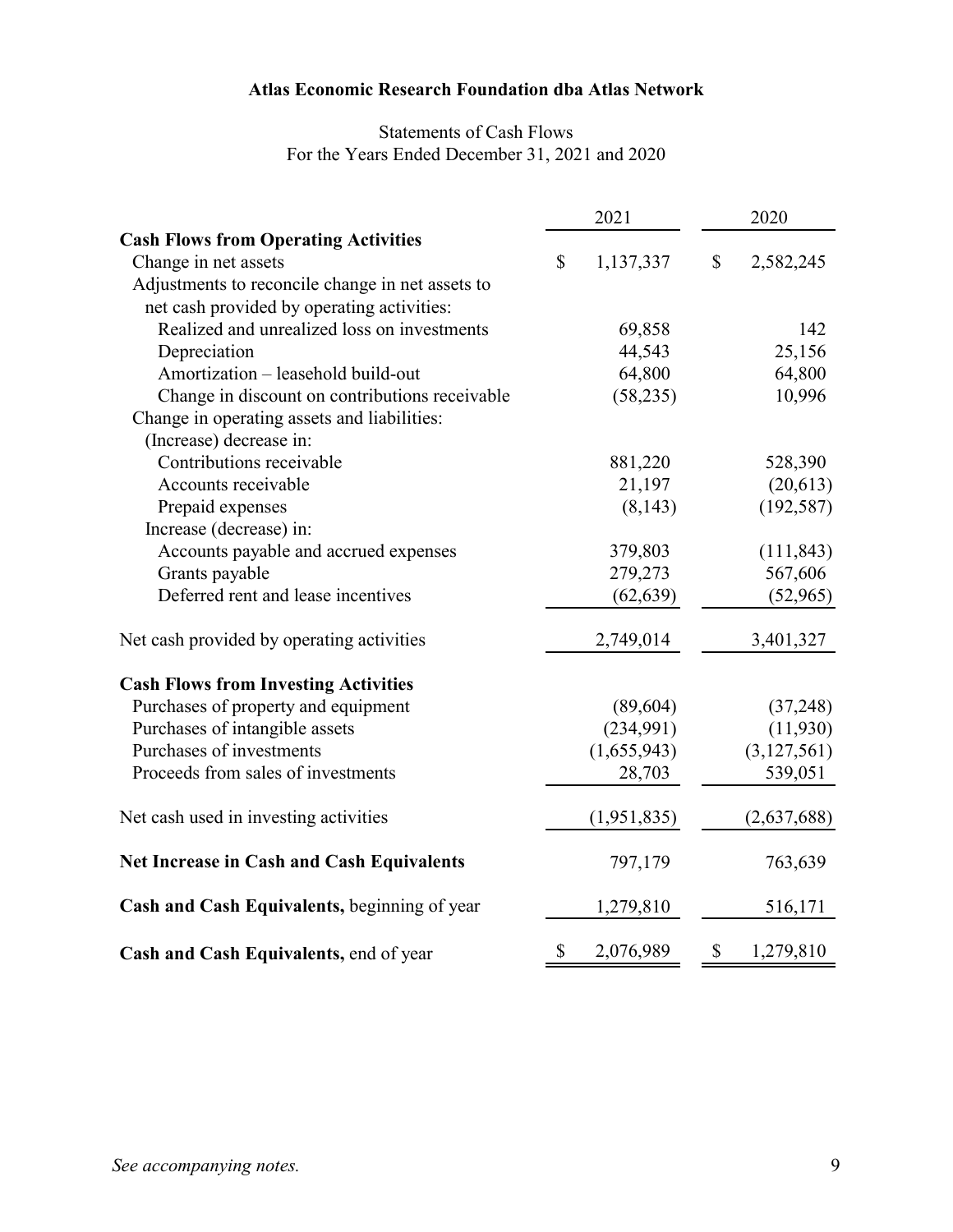# Atlas Economic Research Foundation dba Atlas Network

Statements of Cash Flows
For the Years Ended December 31, 2021 and 2020

| | 2021 | 2020 |
|---|---|---|
| **Cash Flows from Operating Activities** | | |
| Change in net assets | $ 1,137,337 | $ 2,582,245 |
| Adjustments to reconcile change in net assets to net cash provided by operating activities: | | |
| Realized and unrealized loss on investments | 69,858 | 142 |
| Depreciation | 44,543 | 25,156 |
| Amortization – leasehold build-out | 64,800 | 64,800 |
| Change in discount on contributions receivable | (58,235) | 10,996 |
| Change in operating assets and liabilities: | | |
| (Increase) decrease in: | | |
| Contributions receivable | 881,220 | 528,390 |
| Accounts receivable | 21,197 | (20,613) |
| Prepaid expenses | (8,143) | (192,587) |
| Increase (decrease) in: | | |
| Accounts payable and accrued expenses | 379,803 | (111,843) |
| Grants payable | 279,273 | 567,606 |
| Deferred rent and lease incentives | (62,639) | (52,965) |
| Net cash provided by operating activities | 2,749,014 | 3,401,327 |
| **Cash Flows from Investing Activities** | | |
| Purchases of property and equipment | (89,604) | (37,248) |
| Purchases of intangible assets | (234,991) | (11,930) |
| Purchases of investments | (1,655,943) | (3,127,561) |
| Proceeds from sales of investments | 28,703 | 539,051 |
| Net cash used in investing activities | (1,951,835) | (2,637,688) |
| **Net Increase in Cash and Cash Equivalents** | 797,179 | 763,639 |
| **Cash and Cash Equivalents,** beginning of year | 1,279,810 | 516,171 |
| **Cash and Cash Equivalents,** end of year | $ 2,076,989 | $ 1,279,810 |

*See accompanying notes.*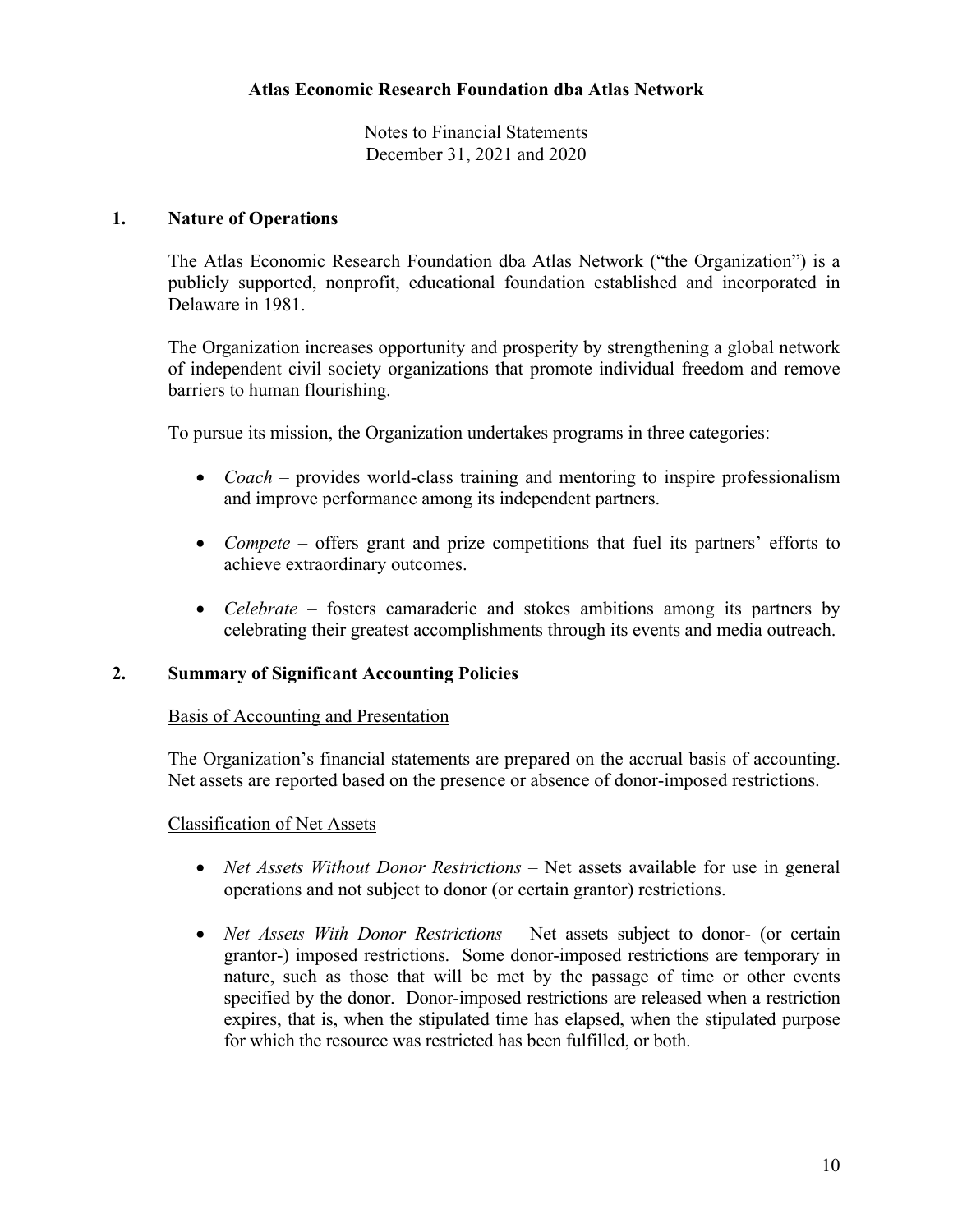**Atlas Economic Research Foundation dba Atlas Network**

Notes to Financial Statements
December 31, 2021 and 2020

## 1. Nature of Operations

The Atlas Economic Research Foundation dba Atlas Network ("the Organization") is a publicly supported, nonprofit, educational foundation established and incorporated in Delaware in 1981.

The Organization increases opportunity and prosperity by strengthening a global network of independent civil society organizations that promote individual freedom and remove barriers to human flourishing.

To pursue its mission, the Organization undertakes programs in three categories:

- *Coach* – provides world-class training and mentoring to inspire professionalism and improve performance among its independent partners.
- *Compete* – offers grant and prize competitions that fuel its partners' efforts to achieve extraordinary outcomes.
- *Celebrate* – fosters camaraderie and stokes ambitions among its partners by celebrating their greatest accomplishments through its events and media outreach.

## 2. Summary of Significant Accounting Policies

<u>Basis of Accounting and Presentation</u>

The Organization's financial statements are prepared on the accrual basis of accounting. Net assets are reported based on the presence or absence of donor-imposed restrictions.

<u>Classification of Net Assets</u>

- *Net Assets Without Donor Restrictions* – Net assets available for use in general operations and not subject to donor (or certain grantor) restrictions.
- *Net Assets With Donor Restrictions* – Net assets subject to donor- (or certain grantor-) imposed restrictions. Some donor-imposed restrictions are temporary in nature, such as those that will be met by the passage of time or other events specified by the donor. Donor-imposed restrictions are released when a restriction expires, that is, when the stipulated time has elapsed, when the stipulated purpose for which the resource was restricted has been fulfilled, or both.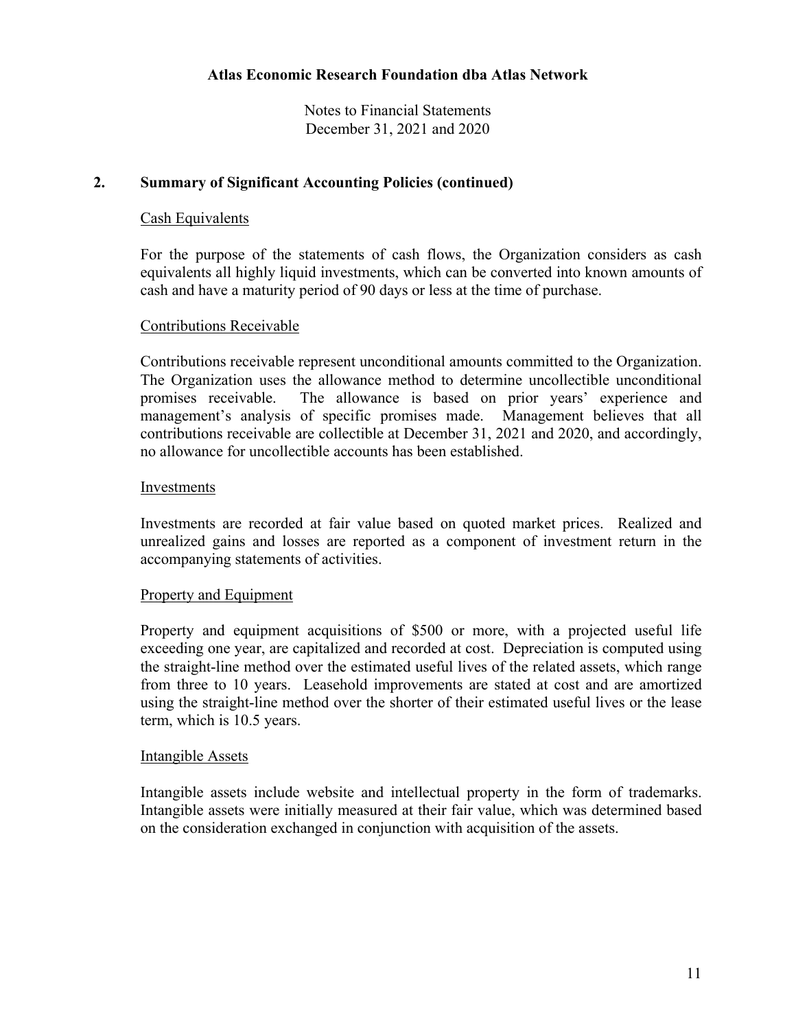## 2. Summary of Significant Accounting Policies (continued)

### Cash Equivalents

For the purpose of the statements of cash flows, the Organization considers as cash equivalents all highly liquid investments, which can be converted into known amounts of cash and have a maturity period of 90 days or less at the time of purchase.

### Contributions Receivable

Contributions receivable represent unconditional amounts committed to the Organization. The Organization uses the allowance method to determine uncollectible unconditional promises receivable. The allowance is based on prior years' experience and management's analysis of specific promises made. Management believes that all contributions receivable are collectible at December 31, 2021 and 2020, and accordingly, no allowance for uncollectible accounts has been established.

### Investments

Investments are recorded at fair value based on quoted market prices. Realized and unrealized gains and losses are reported as a component of investment return in the accompanying statements of activities.

### Property and Equipment

Property and equipment acquisitions of $500 or more, with a projected useful life exceeding one year, are capitalized and recorded at cost. Depreciation is computed using the straight-line method over the estimated useful lives of the related assets, which range from three to 10 years. Leasehold improvements are stated at cost and are amortized using the straight-line method over the shorter of their estimated useful lives or the lease term, which is 10.5 years.

### Intangible Assets

Intangible assets include website and intellectual property in the form of trademarks. Intangible assets were initially measured at their fair value, which was determined based on the consideration exchanged in conjunction with acquisition of the assets.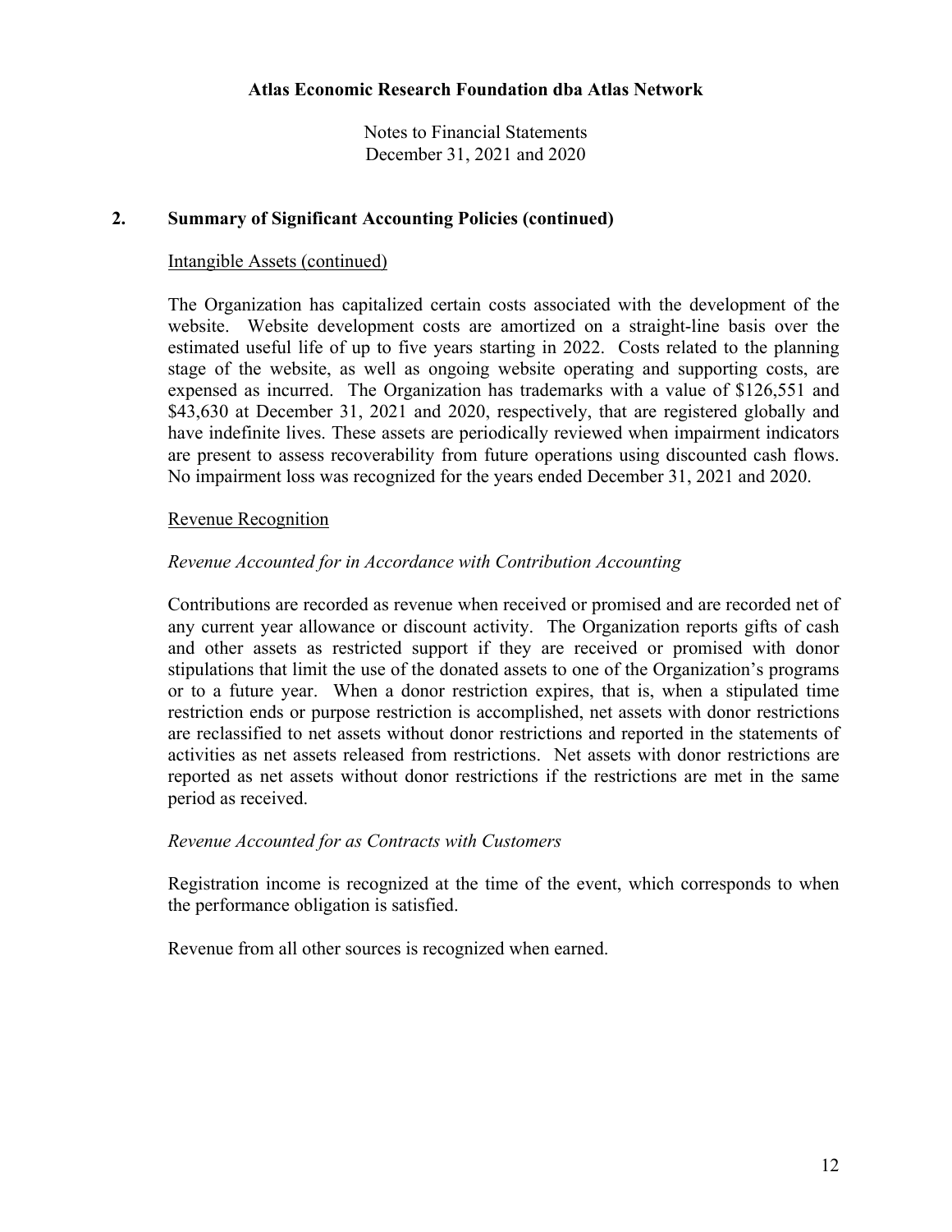## 2. Summary of Significant Accounting Policies (continued)

Intangible Assets (continued)

The Organization has capitalized certain costs associated with the development of the website. Website development costs are amortized on a straight-line basis over the estimated useful life of up to five years starting in 2022. Costs related to the planning stage of the website, as well as ongoing website operating and supporting costs, are expensed as incurred. The Organization has trademarks with a value of $126,551 and $43,630 at December 31, 2021 and 2020, respectively, that are registered globally and have indefinite lives. These assets are periodically reviewed when impairment indicators are present to assess recoverability from future operations using discounted cash flows. No impairment loss was recognized for the years ended December 31, 2021 and 2020.

Revenue Recognition

*Revenue Accounted for in Accordance with Contribution Accounting*

Contributions are recorded as revenue when received or promised and are recorded net of any current year allowance or discount activity. The Organization reports gifts of cash and other assets as restricted support if they are received or promised with donor stipulations that limit the use of the donated assets to one of the Organization's programs or to a future year. When a donor restriction expires, that is, when a stipulated time restriction ends or purpose restriction is accomplished, net assets with donor restrictions are reclassified to net assets without donor restrictions and reported in the statements of activities as net assets released from restrictions. Net assets with donor restrictions are reported as net assets without donor restrictions if the restrictions are met in the same period as received.

*Revenue Accounted for as Contracts with Customers*

Registration income is recognized at the time of the event, which corresponds to when the performance obligation is satisfied.

Revenue from all other sources is recognized when earned.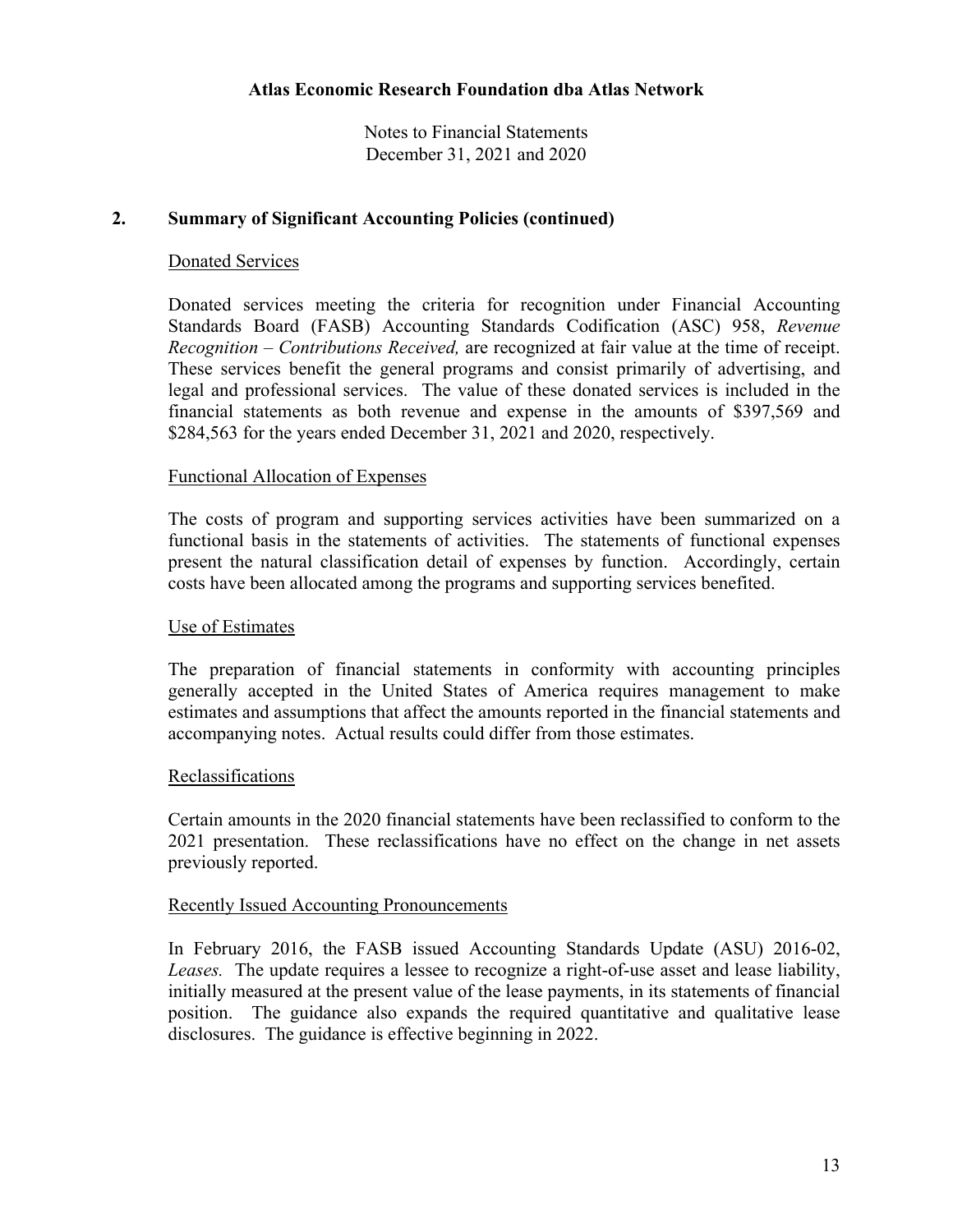Atlas Economic Research Foundation dba Atlas Network

Notes to Financial Statements
December 31, 2021 and 2020

## 2. Summary of Significant Accounting Policies (continued)

### Donated Services

Donated services meeting the criteria for recognition under Financial Accounting Standards Board (FASB) Accounting Standards Codification (ASC) 958, *Revenue Recognition – Contributions Received,* are recognized at fair value at the time of receipt. These services benefit the general programs and consist primarily of advertising, and legal and professional services. The value of these donated services is included in the financial statements as both revenue and expense in the amounts of $397,569 and $284,563 for the years ended December 31, 2021 and 2020, respectively.

### Functional Allocation of Expenses

The costs of program and supporting services activities have been summarized on a functional basis in the statements of activities. The statements of functional expenses present the natural classification detail of expenses by function. Accordingly, certain costs have been allocated among the programs and supporting services benefited.

### Use of Estimates

The preparation of financial statements in conformity with accounting principles generally accepted in the United States of America requires management to make estimates and assumptions that affect the amounts reported in the financial statements and accompanying notes. Actual results could differ from those estimates.

### Reclassifications

Certain amounts in the 2020 financial statements have been reclassified to conform to the 2021 presentation. These reclassifications have no effect on the change in net assets previously reported.

### Recently Issued Accounting Pronouncements

In February 2016, the FASB issued Accounting Standards Update (ASU) 2016-02, *Leases.* The update requires a lessee to recognize a right-of-use asset and lease liability, initially measured at the present value of the lease payments, in its statements of financial position. The guidance also expands the required quantitative and qualitative lease disclosures. The guidance is effective beginning in 2022.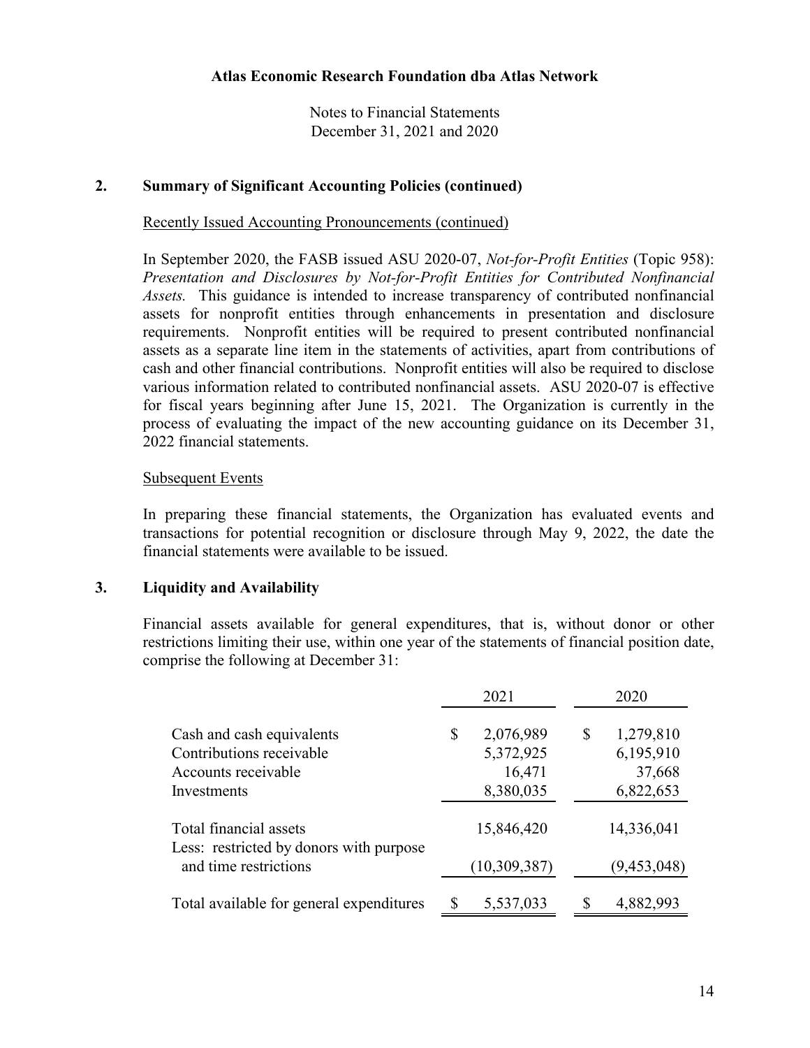Atlas Economic Research Foundation dba Atlas Network

Notes to Financial Statements
December 31, 2021 and 2020

## 2. Summary of Significant Accounting Policies (continued)

Recently Issued Accounting Pronouncements (continued)

In September 2020, the FASB issued ASU 2020-07, *Not-for-Profit Entities* (Topic 958): *Presentation and Disclosures by Not-for-Profit Entities for Contributed Nonfinancial Assets.* This guidance is intended to increase transparency of contributed nonfinancial assets for nonprofit entities through enhancements in presentation and disclosure requirements. Nonprofit entities will be required to present contributed nonfinancial assets as a separate line item in the statements of activities, apart from contributions of cash and other financial contributions. Nonprofit entities will also be required to disclose various information related to contributed nonfinancial assets. ASU 2020-07 is effective for fiscal years beginning after June 15, 2021. The Organization is currently in the process of evaluating the impact of the new accounting guidance on its December 31, 2022 financial statements.

Subsequent Events

In preparing these financial statements, the Organization has evaluated events and transactions for potential recognition or disclosure through May 9, 2022, the date the financial statements were available to be issued.

## 3. Liquidity and Availability

Financial assets available for general expenditures, that is, without donor or other restrictions limiting their use, within one year of the statements of financial position date, comprise the following at December 31:

| | 2021 | 2020 |
|---|---|---|
| Cash and cash equivalents | $ 2,076,989 | $ 1,279,810 |
| Contributions receivable | 5,372,925 | 6,195,910 |
| Accounts receivable | 16,471 | 37,668 |
| Investments | 8,380,035 | 6,822,653 |
| Total financial assets | 15,846,420 | 14,336,041 |
| Less: restricted by donors with purpose and time restrictions | (10,309,387) | (9,453,048) |
| Total available for general expenditures | $ 5,537,033 | $ 4,882,993 |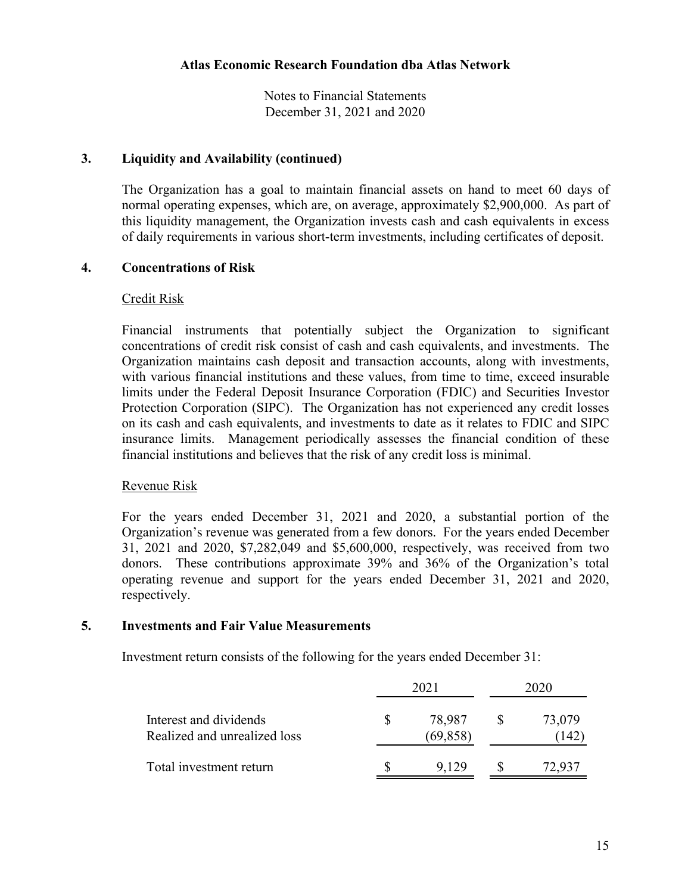# Atlas Economic Research Foundation dba Atlas Network

Notes to Financial Statements
December 31, 2021 and 2020

## 3. Liquidity and Availability (continued)

The Organization has a goal to maintain financial assets on hand to meet 60 days of normal operating expenses, which are, on average, approximately $2,900,000. As part of this liquidity management, the Organization invests cash and cash equivalents in excess of daily requirements in various short-term investments, including certificates of deposit.

## 4. Concentrations of Risk

### Credit Risk

Financial instruments that potentially subject the Organization to significant concentrations of credit risk consist of cash and cash equivalents, and investments. The Organization maintains cash deposit and transaction accounts, along with investments, with various financial institutions and these values, from time to time, exceed insurable limits under the Federal Deposit Insurance Corporation (FDIC) and Securities Investor Protection Corporation (SIPC). The Organization has not experienced any credit losses on its cash and cash equivalents, and investments to date as it relates to FDIC and SIPC insurance limits. Management periodically assesses the financial condition of these financial institutions and believes that the risk of any credit loss is minimal.

### Revenue Risk

For the years ended December 31, 2021 and 2020, a substantial portion of the Organization's revenue was generated from a few donors. For the years ended December 31, 2021 and 2020, $7,282,049 and $5,600,000, respectively, was received from two donors. These contributions approximate 39% and 36% of the Organization's total operating revenue and support for the years ended December 31, 2021 and 2020, respectively.

## 5. Investments and Fair Value Measurements

Investment return consists of the following for the years ended December 31:

| | 2021 | 2020 |
|---|---|---|
| Interest and dividends | $ 78,987 | $ 73,079 |
| Realized and unrealized loss | (69,858) | (142) |
| Total investment return | $ 9,129 | $ 72,937 |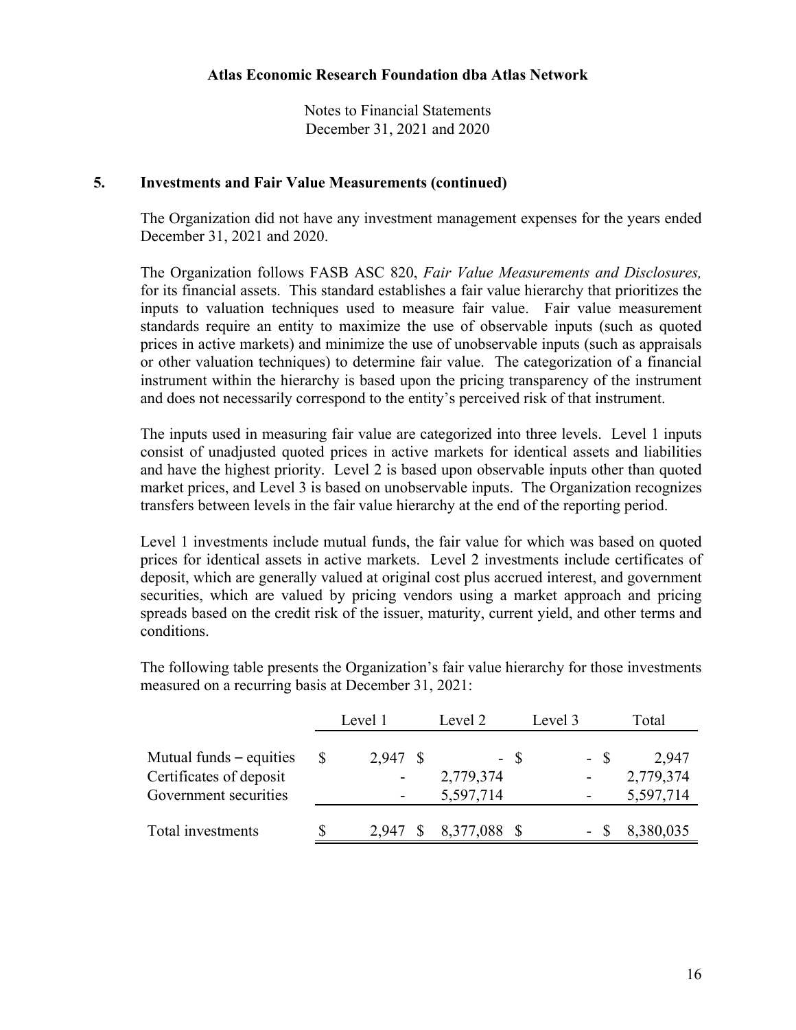**Atlas Economic Research Foundation dba Atlas Network**

Notes to Financial Statements
December 31, 2021 and 2020

## 5. Investments and Fair Value Measurements (continued)

The Organization did not have any investment management expenses for the years ended December 31, 2021 and 2020.

The Organization follows FASB ASC 820, *Fair Value Measurements and Disclosures,* for its financial assets. This standard establishes a fair value hierarchy that prioritizes the inputs to valuation techniques used to measure fair value. Fair value measurement standards require an entity to maximize the use of observable inputs (such as quoted prices in active markets) and minimize the use of unobservable inputs (such as appraisals or other valuation techniques) to determine fair value. The categorization of a financial instrument within the hierarchy is based upon the pricing transparency of the instrument and does not necessarily correspond to the entity's perceived risk of that instrument.

The inputs used in measuring fair value are categorized into three levels. Level 1 inputs consist of unadjusted quoted prices in active markets for identical assets and liabilities and have the highest priority. Level 2 is based upon observable inputs other than quoted market prices, and Level 3 is based on unobservable inputs. The Organization recognizes transfers between levels in the fair value hierarchy at the end of the reporting period.

Level 1 investments include mutual funds, the fair value for which was based on quoted prices for identical assets in active markets. Level 2 investments include certificates of deposit, which are generally valued at original cost plus accrued interest, and government securities, which are valued by pricing vendors using a market approach and pricing spreads based on the credit risk of the issuer, maturity, current yield, and other terms and conditions.

The following table presents the Organization's fair value hierarchy for those investments measured on a recurring basis at December 31, 2021:

| | Level 1 | Level 2 | Level 3 | Total |
|---|---|---|---|---|
| Mutual funds – equities | $ 2,947 | $ - | $ - | $ 2,947 |
| Certificates of deposit | - | 2,779,374 | - | 2,779,374 |
| Government securities | - | 5,597,714 | - | 5,597,714 |
| Total investments | $ 2,947 | $ 8,377,088 | $ - | $ 8,380,035 |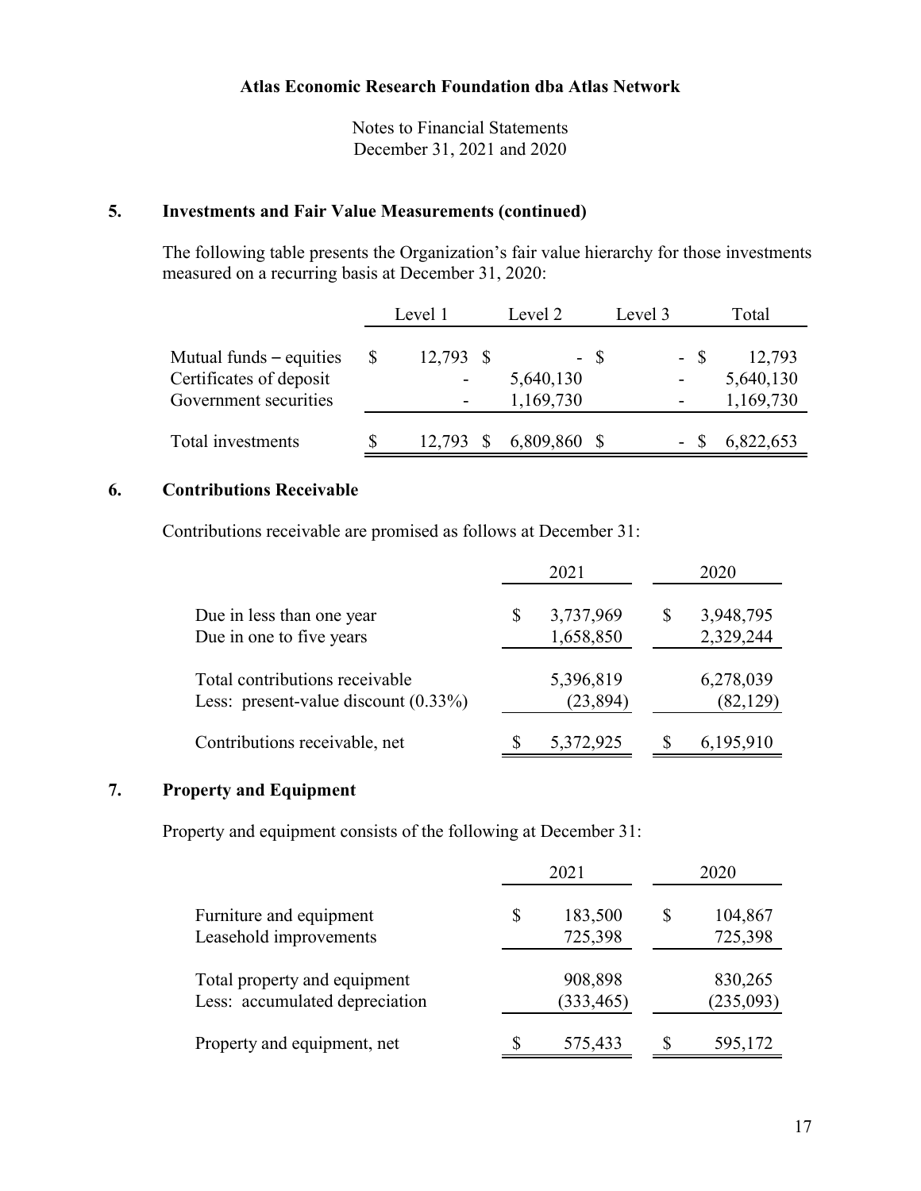**Atlas Economic Research Foundation dba Atlas Network**

Notes to Financial Statements
December 31, 2021 and 2020

## 5. Investments and Fair Value Measurements (continued)

The following table presents the Organization's fair value hierarchy for those investments measured on a recurring basis at December 31, 2020:

| | Level 1 | Level 2 | Level 3 | Total |
|---|---|---|---|---|
| Mutual funds – equities | $ 12,793 | $ - | $ - | $ 12,793 |
| Certificates of deposit | - | 5,640,130 | - | 5,640,130 |
| Government securities | - | 1,169,730 | - | 1,169,730 |
| Total investments | $ 12,793 | $ 6,809,860 | $ - | $ 6,822,653 |

## 6. Contributions Receivable

Contributions receivable are promised as follows at December 31:

| | 2021 | 2020 |
|---|---|---|
| Due in less than one year | $ 3,737,969 | $ 3,948,795 |
| Due in one to five years | 1,658,850 | 2,329,244 |
| Total contributions receivable | 5,396,819 | 6,278,039 |
| Less: present-value discount (0.33%) | (23,894) | (82,129) |
| Contributions receivable, net | $ 5,372,925 | $ 6,195,910 |

## 7. Property and Equipment

Property and equipment consists of the following at December 31:

| | 2021 | 2020 |
|---|---|---|
| Furniture and equipment | $ 183,500 | $ 104,867 |
| Leasehold improvements | 725,398 | 725,398 |
| Total property and equipment | 908,898 | 830,265 |
| Less: accumulated depreciation | (333,465) | (235,093) |
| Property and equipment, net | $ 575,433 | $ 595,172 |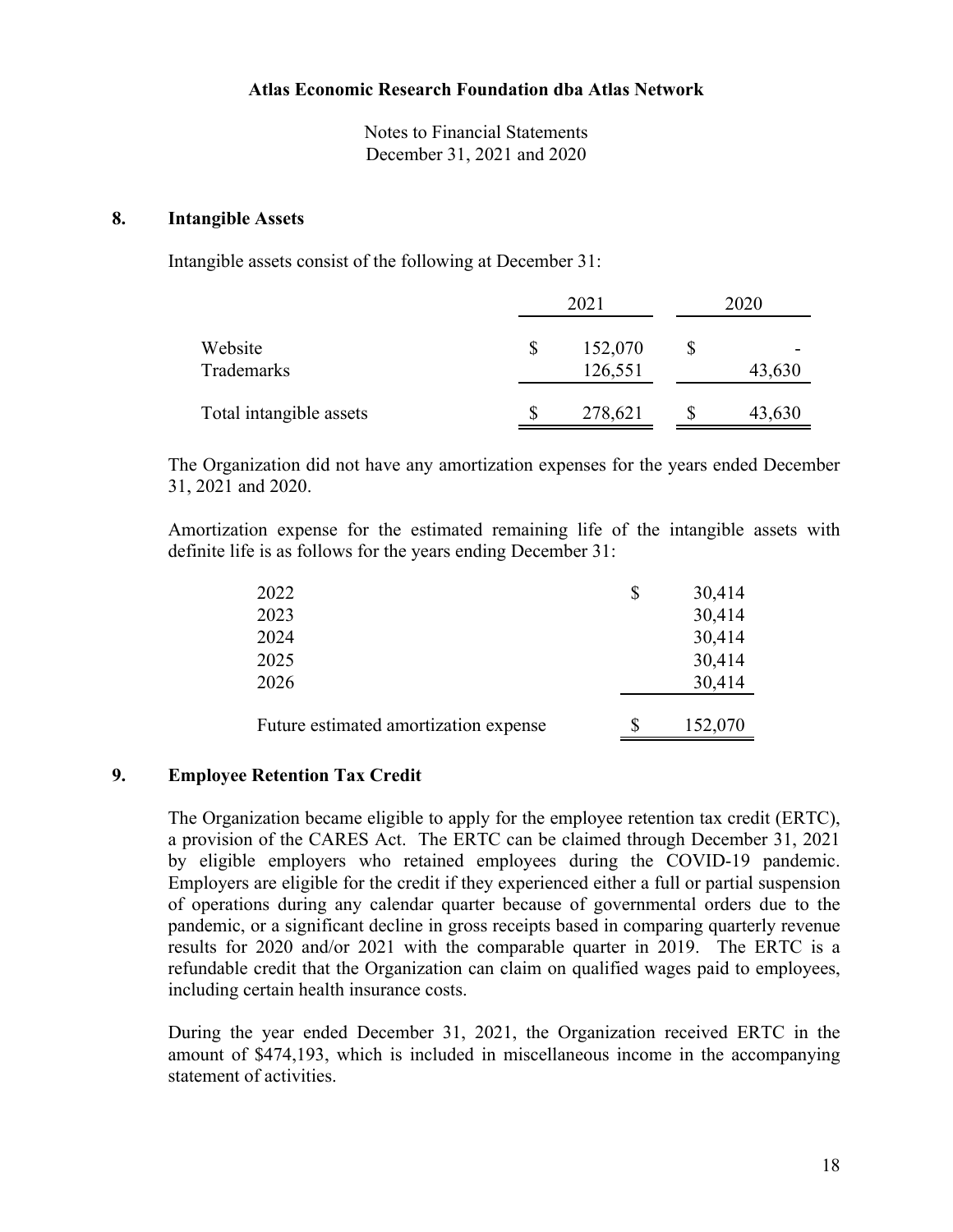## 8. Intangible Assets

Intangible assets consist of the following at December 31:

| | 2021 | 2020 |
|---|---|---|
| Website | $ 152,070 | $ - |
| Trademarks | 126,551 | 43,630 |
| Total intangible assets | $ 278,621 | $ 43,630 |

The Organization did not have any amortization expenses for the years ended December 31, 2021 and 2020.

Amortization expense for the estimated remaining life of the intangible assets with definite life is as follows for the years ending December 31:

| | |
|---|---|
| 2022 | $ 30,414 |
| 2023 | 30,414 |
| 2024 | 30,414 |
| 2025 | 30,414 |
| 2026 | 30,414 |
| Future estimated amortization expense | $ 152,070 |

## 9. Employee Retention Tax Credit

The Organization became eligible to apply for the employee retention tax credit (ERTC), a provision of the CARES Act. The ERTC can be claimed through December 31, 2021 by eligible employers who retained employees during the COVID-19 pandemic. Employers are eligible for the credit if they experienced either a full or partial suspension of operations during any calendar quarter because of governmental orders due to the pandemic, or a significant decline in gross receipts based in comparing quarterly revenue results for 2020 and/or 2021 with the comparable quarter in 2019. The ERTC is a refundable credit that the Organization can claim on qualified wages paid to employees, including certain health insurance costs.

During the year ended December 31, 2021, the Organization received ERTC in the amount of $474,193, which is included in miscellaneous income in the accompanying statement of activities.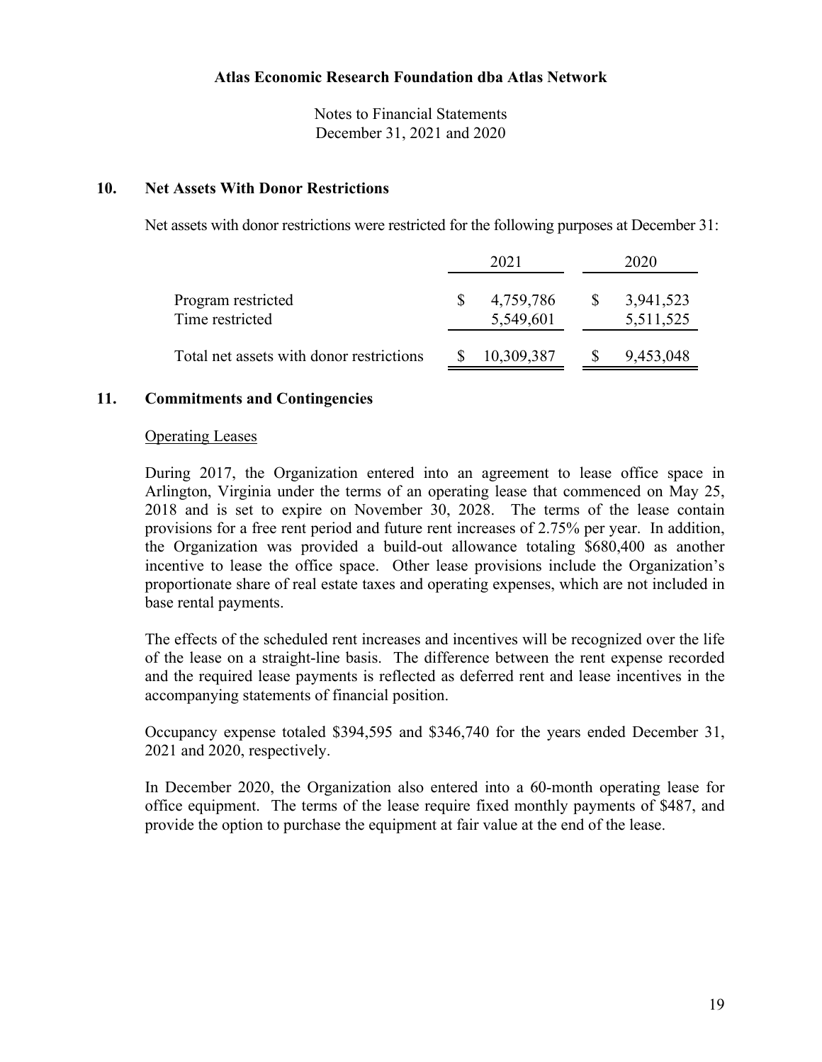**Atlas Economic Research Foundation dba Atlas Network**

Notes to Financial Statements
December 31, 2021 and 2020

## 10. Net Assets With Donor Restrictions

Net assets with donor restrictions were restricted for the following purposes at December 31:

| | 2021 | 2020 |
|---|---|---|
| Program restricted | $ 4,759,786 | $ 3,941,523 |
| Time restricted | 5,549,601 | 5,511,525 |
| Total net assets with donor restrictions | $ 10,309,387 | $ 9,453,048 |

## 11. Commitments and Contingencies

Operating Leases

During 2017, the Organization entered into an agreement to lease office space in Arlington, Virginia under the terms of an operating lease that commenced on May 25, 2018 and is set to expire on November 30, 2028. The terms of the lease contain provisions for a free rent period and future rent increases of 2.75% per year. In addition, the Organization was provided a build-out allowance totaling $680,400 as another incentive to lease the office space. Other lease provisions include the Organization's proportionate share of real estate taxes and operating expenses, which are not included in base rental payments.

The effects of the scheduled rent increases and incentives will be recognized over the life of the lease on a straight-line basis. The difference between the rent expense recorded and the required lease payments is reflected as deferred rent and lease incentives in the accompanying statements of financial position.

Occupancy expense totaled $394,595 and $346,740 for the years ended December 31, 2021 and 2020, respectively.

In December 2020, the Organization also entered into a 60-month operating lease for office equipment. The terms of the lease require fixed monthly payments of $487, and provide the option to purchase the equipment at fair value at the end of the lease.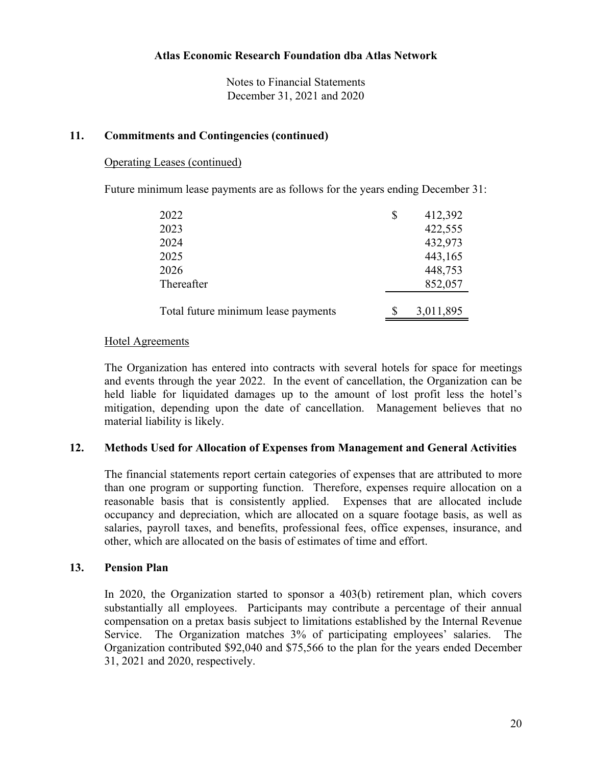## Atlas Economic Research Foundation dba Atlas Network

Notes to Financial Statements
December 31, 2021 and 2020

## 11. Commitments and Contingencies (continued)

Operating Leases (continued)

Future minimum lease payments are as follows for the years ending December 31:

| | |
|---|---|
| 2022 | $ 412,392 |
| 2023 | 422,555 |
| 2024 | 432,973 |
| 2025 | 443,165 |
| 2026 | 448,753 |
| Thereafter | 852,057 |
| Total future minimum lease payments | $ 3,011,895 |

Hotel Agreements

The Organization has entered into contracts with several hotels for space for meetings and events through the year 2022. In the event of cancellation, the Organization can be held liable for liquidated damages up to the amount of lost profit less the hotel's mitigation, depending upon the date of cancellation. Management believes that no material liability is likely.

## 12. Methods Used for Allocation of Expenses from Management and General Activities

The financial statements report certain categories of expenses that are attributed to more than one program or supporting function. Therefore, expenses require allocation on a reasonable basis that is consistently applied. Expenses that are allocated include occupancy and depreciation, which are allocated on a square footage basis, as well as salaries, payroll taxes, and benefits, professional fees, office expenses, insurance, and other, which are allocated on the basis of estimates of time and effort.

## 13. Pension Plan

In 2020, the Organization started to sponsor a 403(b) retirement plan, which covers substantially all employees. Participants may contribute a percentage of their annual compensation on a pretax basis subject to limitations established by the Internal Revenue Service. The Organization matches 3% of participating employees' salaries. The Organization contributed $92,040 and $75,566 to the plan for the years ended December 31, 2021 and 2020, respectively.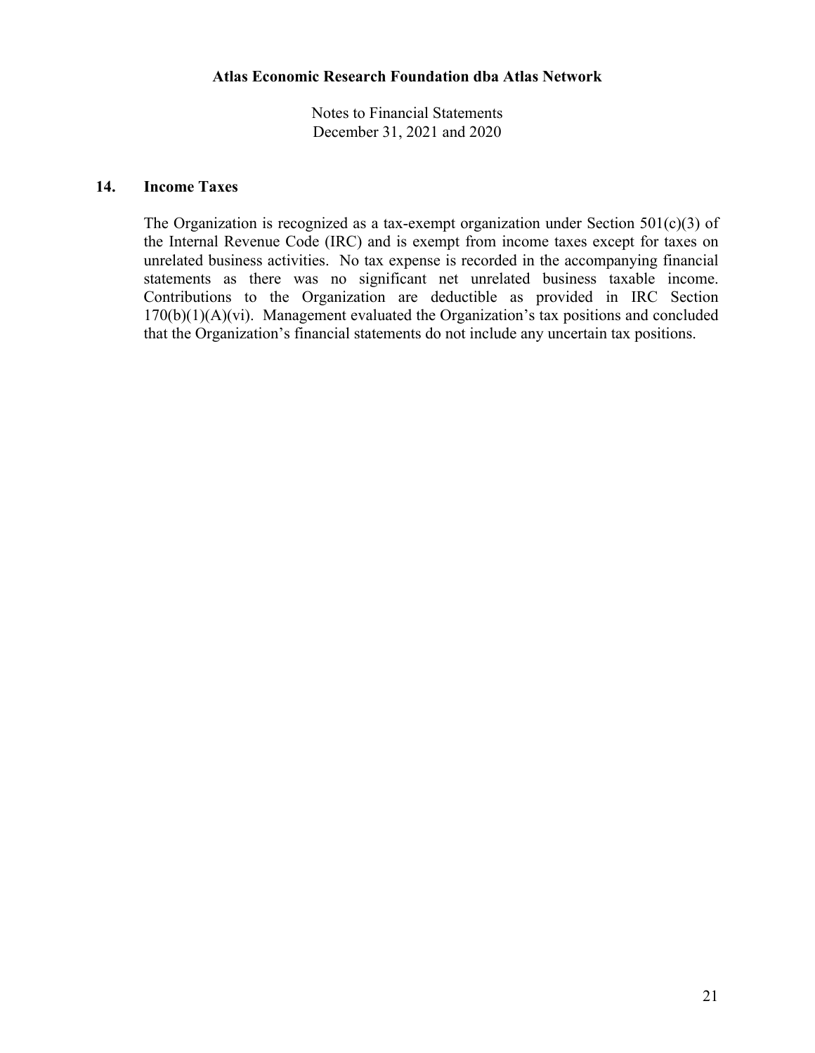## 14. Income Taxes

The Organization is recognized as a tax-exempt organization under Section 501(c)(3) of the Internal Revenue Code (IRC) and is exempt from income taxes except for taxes on unrelated business activities. No tax expense is recorded in the accompanying financial statements as there was no significant net unrelated business taxable income. Contributions to the Organization are deductible as provided in IRC Section 170(b)(1)(A)(vi). Management evaluated the Organization's tax positions and concluded that the Organization's financial statements do not include any uncertain tax positions.